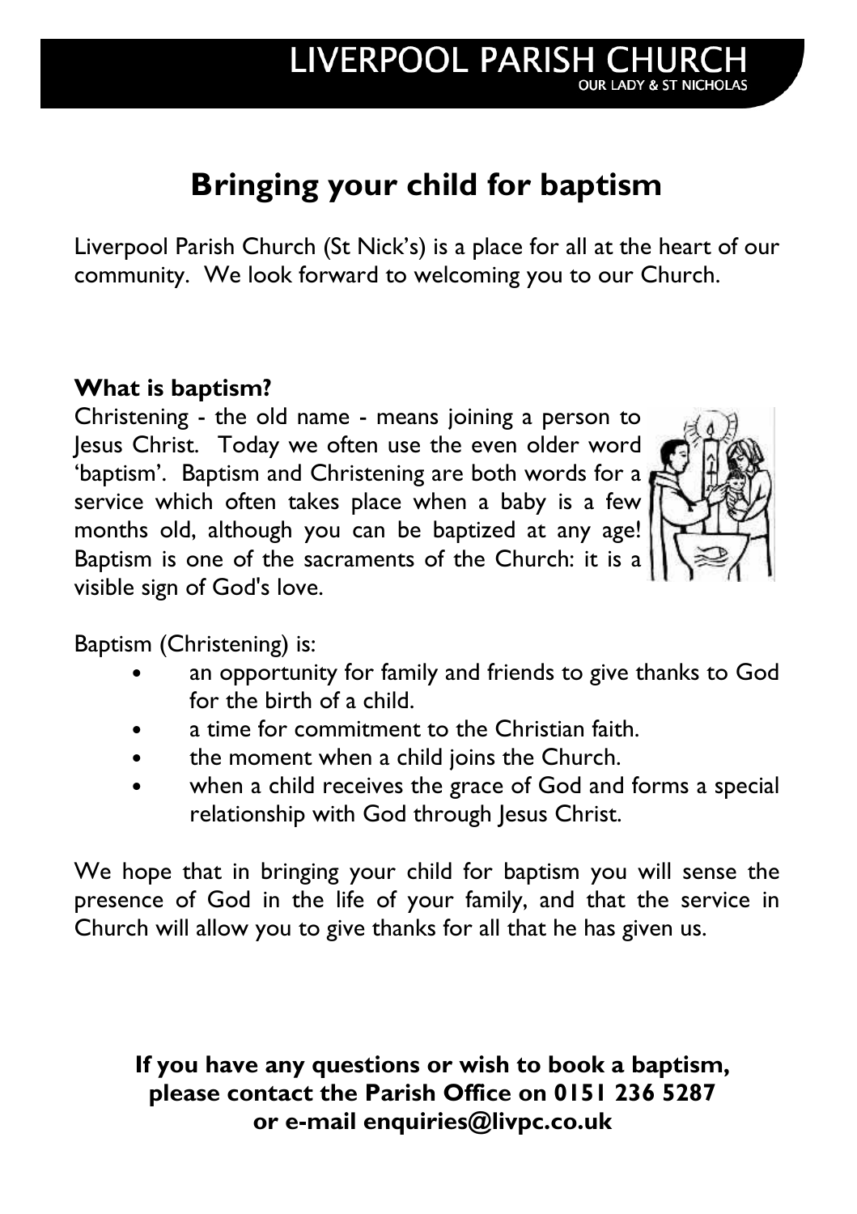LIVERPOOL PARISH CHURCH
OUR LADY & ST NICHOLAS

# Bringing your child for baptism

Liverpool Parish Church (St Nick's) is a place for all at the heart of our community. We look forward to welcoming you to our Church.

**What is baptism?**

Christening - the old name - means joining a person to Jesus Christ. Today we often use the even older word 'baptism'. Baptism and Christening are both words for a service which often takes place when a baby is a few months old, although you can be baptized at any age! Baptism is one of the sacraments of the Church: it is a visible sign of God's love.

Baptism (Christening) is:

- an opportunity for family and friends to give thanks to God for the birth of a child.
- a time for commitment to the Christian faith.
- the moment when a child joins the Church.
- when a child receives the grace of God and forms a special relationship with God through Jesus Christ.

We hope that in bringing your child for baptism you will sense the presence of God in the life of your family, and that the service in Church will allow you to give thanks for all that he has given us.

**If you have any questions or wish to book a baptism, please contact the Parish Office on 0151 236 5287 or e-mail enquiries@livpc.co.uk**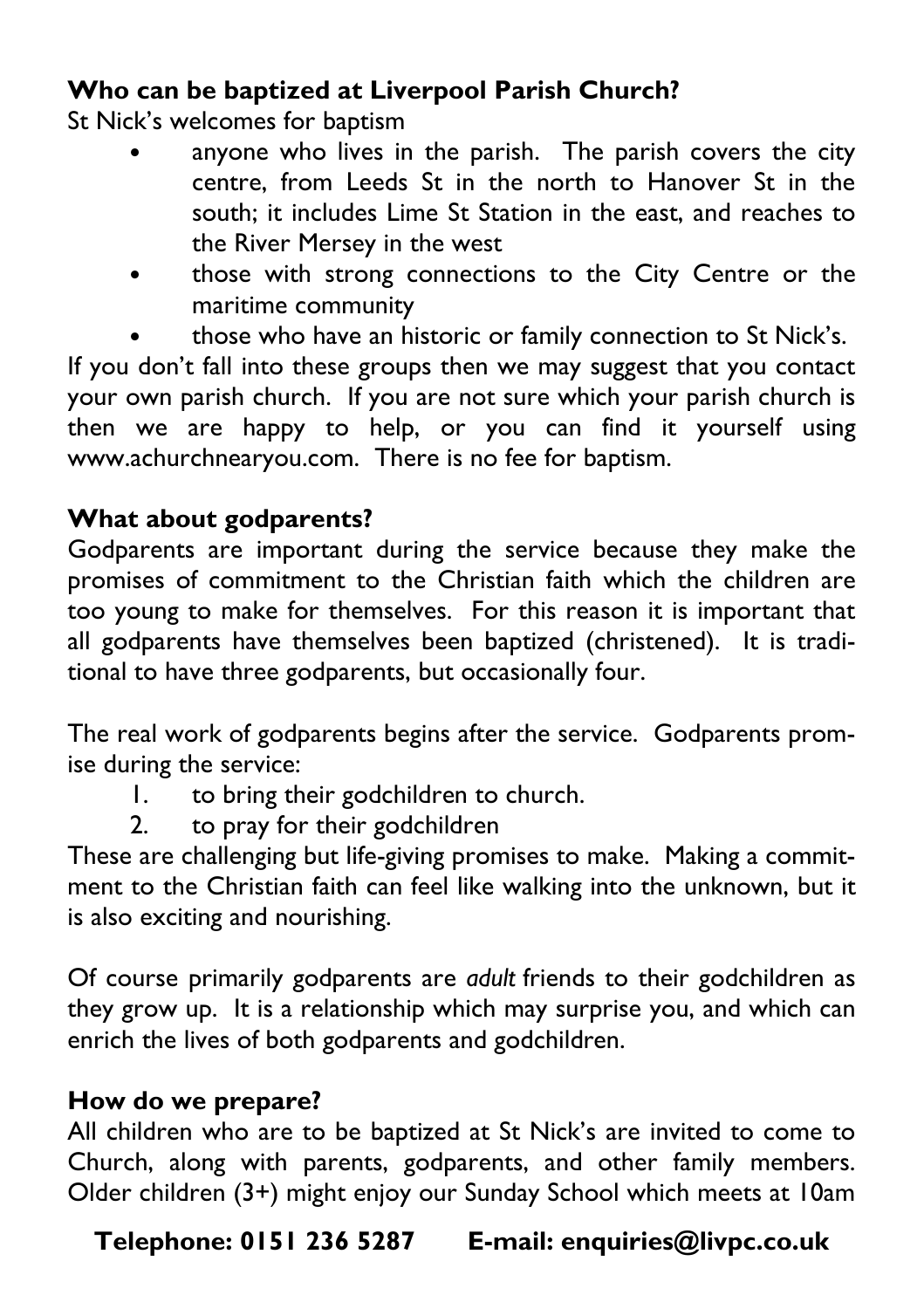**Who can be baptized at Liverpool Parish Church?**

St Nick's welcomes for baptism

- anyone who lives in the parish. The parish covers the city centre, from Leeds St in the north to Hanover St in the south; it includes Lime St Station in the east, and reaches to the River Mersey in the west
- those with strong connections to the City Centre or the maritime community
- those who have an historic or family connection to St Nick's.

If you don't fall into these groups then we may suggest that you contact your own parish church. If you are not sure which your parish church is then we are happy to help, or you can find it yourself using www.achurchnearyou.com. There is no fee for baptism.

**What about godparents?**

Godparents are important during the service because they make the promises of commitment to the Christian faith which the children are too young to make for themselves. For this reason it is important that all godparents have themselves been baptized (christened). It is traditional to have three godparents, but occasionally four.

The real work of godparents begins after the service. Godparents promise during the service:

1. to bring their godchildren to church.
2. to pray for their godchildren

These are challenging but life-giving promises to make. Making a commitment to the Christian faith can feel like walking into the unknown, but it is also exciting and nourishing.

Of course primarily godparents are *adult* friends to their godchildren as they grow up. It is a relationship which may surprise you, and which can enrich the lives of both godparents and godchildren.

**How do we prepare?**

All children who are to be baptized at St Nick's are invited to come to Church, along with parents, godparents, and other family members. Older children (3+) might enjoy our Sunday School which meets at 10am

**Telephone: 0151 236 5287 E-mail: enquiries@livpc.co.uk**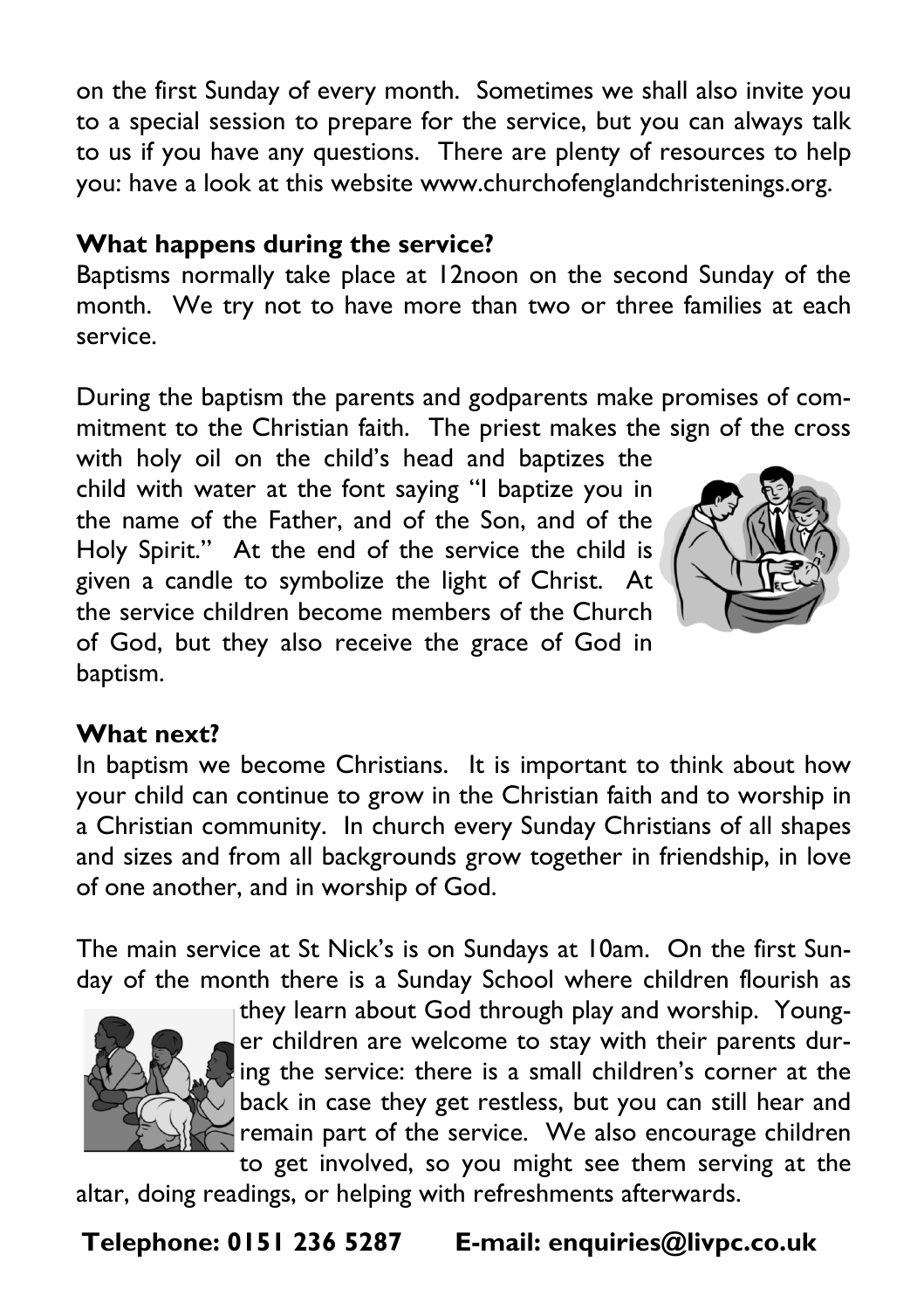on the first Sunday of every month. Sometimes we shall also invite you to a special session to prepare for the service, but you can always talk to us if you have any questions. There are plenty of resources to help you: have a look at this website www.churchofenglandchristenings.org.

**What happens during the service?**

Baptisms normally take place at 12noon on the second Sunday of the month. We try not to have more than two or three families at each service.

During the baptism the parents and godparents make promises of commitment to the Christian faith. The priest makes the sign of the cross with holy oil on the child's head and baptizes the child with water at the font saying "I baptize you in the name of the Father, and of the Son, and of the Holy Spirit." At the end of the service the child is given a candle to symbolize the light of Christ. At the service children become members of the Church of God, but they also receive the grace of God in baptism.

**What next?**

In baptism we become Christians. It is important to think about how your child can continue to grow in the Christian faith and to worship in a Christian community. In church every Sunday Christians of all shapes and sizes and from all backgrounds grow together in friendship, in love of one another, and in worship of God.

The main service at St Nick's is on Sundays at 10am. On the first Sunday of the month there is a Sunday School where children flourish as they learn about God through play and worship. Younger children are welcome to stay with their parents during the service: there is a small children's corner at the back in case they get restless, but you can still hear and remain part of the service. We also encourage children to get involved, so you might see them serving at the altar, doing readings, or helping with refreshments afterwards.

**Telephone: 0151 236 5287 E-mail: enquiries@livpc.co.uk**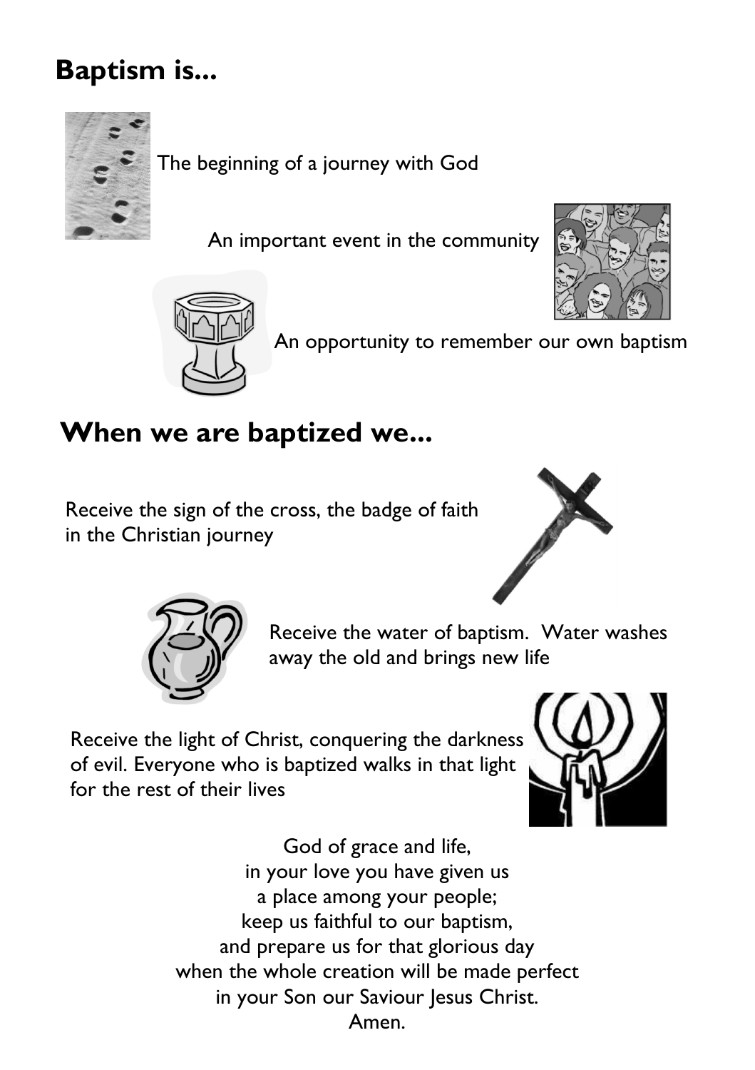## Baptism is...

The beginning of a journey with God

An important event in the community

An opportunity to remember our own baptism

## When we are baptized we...

Receive the sign of the cross, the badge of faith in the Christian journey

Receive the water of baptism. Water washes away the old and brings new life

Receive the light of Christ, conquering the darkness of evil. Everyone who is baptized walks in that light for the rest of their lives

God of grace and life,
in your love you have given us
a place among your people;
keep us faithful to our baptism,
and prepare us for that glorious day
when the whole creation will be made perfect
in your Son our Saviour Jesus Christ.
Amen.